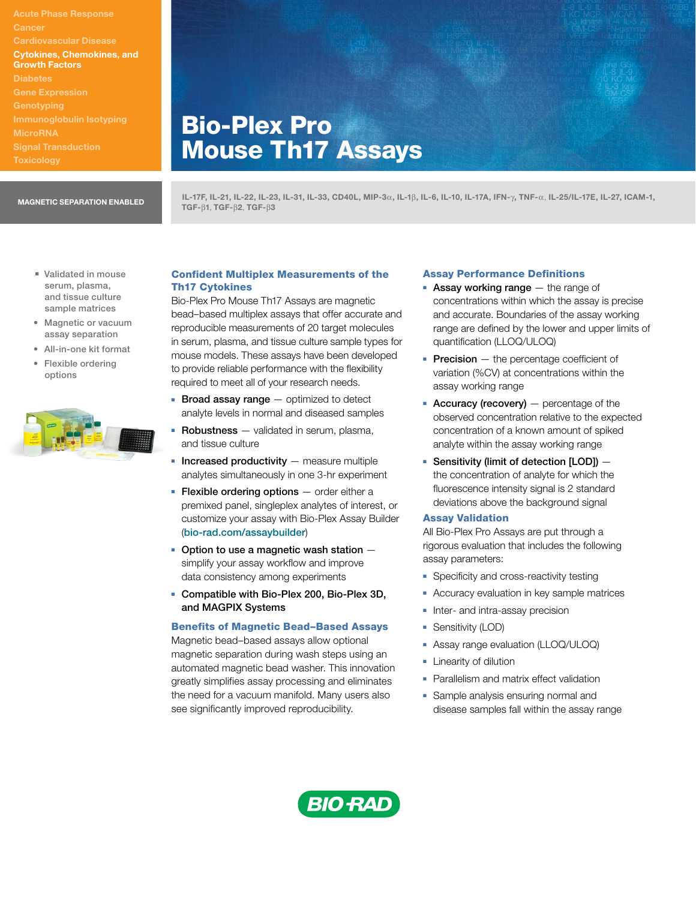Acute Phase Response
Cancer
Cardiovascular Disease
**Cytokines, Chemokines, and Growth Factors**
Diabetes
Gene Expression
Genotyping
Immunoglobulin Isotyping
MicroRNA
Signal Transduction
Toxicology

# Bio-Plex Pro Mouse Th17 Assays

**MAGNETIC SEPARATION ENABLED**

**IL-17F, IL-21, IL-22, IL-23, IL-31, IL-33, CD40L, MIP-3α, IL-1β, IL-6, IL-10, IL-17A, IFN-γ, TNF-α, IL-25/IL-17E, IL-27, ICAM-1, TGF-β1, TGF-β2, TGF-β3**

- Validated in mouse serum, plasma, and tissue culture sample matrices
- Magnetic or vacuum assay separation
- All-in-one kit format
- Flexible ordering options

## Confident Multiplex Measurements of the Th17 Cytokines

Bio-Plex Pro Mouse Th17 Assays are magnetic bead–based multiplex assays that offer accurate and reproducible measurements of 20 target molecules in serum, plasma, and tissue culture sample types for mouse models. These assays have been developed to provide reliable performance with the flexibility required to meet all of your research needs.

- **Broad assay range** — optimized to detect analyte levels in normal and diseased samples
- **Robustness** — validated in serum, plasma, and tissue culture
- **Increased productivity** — measure multiple analytes simultaneously in one 3-hr experiment
- **Flexible ordering options** — order either a premixed panel, singleplex analytes of interest, or customize your assay with Bio-Plex Assay Builder (bio-rad.com/assaybuilder)
- **Option to use a magnetic wash station** — simplify your assay workflow and improve data consistency among experiments
- **Compatible with Bio-Plex 200, Bio-Plex 3D, and MAGPIX Systems**

## Benefits of Magnetic Bead–Based Assays

Magnetic bead–based assays allow optional magnetic separation during wash steps using an automated magnetic bead washer. This innovation greatly simplifies assay processing and eliminates the need for a vacuum manifold. Many users also see significantly improved reproducibility.

## Assay Performance Definitions

- **Assay working range** — the range of concentrations within which the assay is precise and accurate. Boundaries of the assay working range are defined by the lower and upper limits of quantification (LLOQ/ULOQ)
- **Precision** — the percentage coefficient of variation (%CV) at concentrations within the assay working range
- **Accuracy (recovery)** — percentage of the observed concentration relative to the expected concentration of a known amount of spiked analyte within the assay working range
- **Sensitivity (limit of detection [LOD])** — the concentration of analyte for which the fluorescence intensity signal is 2 standard deviations above the background signal

## Assay Validation

All Bio-Plex Pro Assays are put through a rigorous evaluation that includes the following assay parameters:

- Specificity and cross-reactivity testing
- Accuracy evaluation in key sample matrices
- Inter- and intra-assay precision
- Sensitivity (LOD)
- Assay range evaluation (LLOQ/ULOQ)
- Linearity of dilution
- Parallelism and matrix effect validation
- Sample analysis ensuring normal and disease samples fall within the assay range

BIO-RAD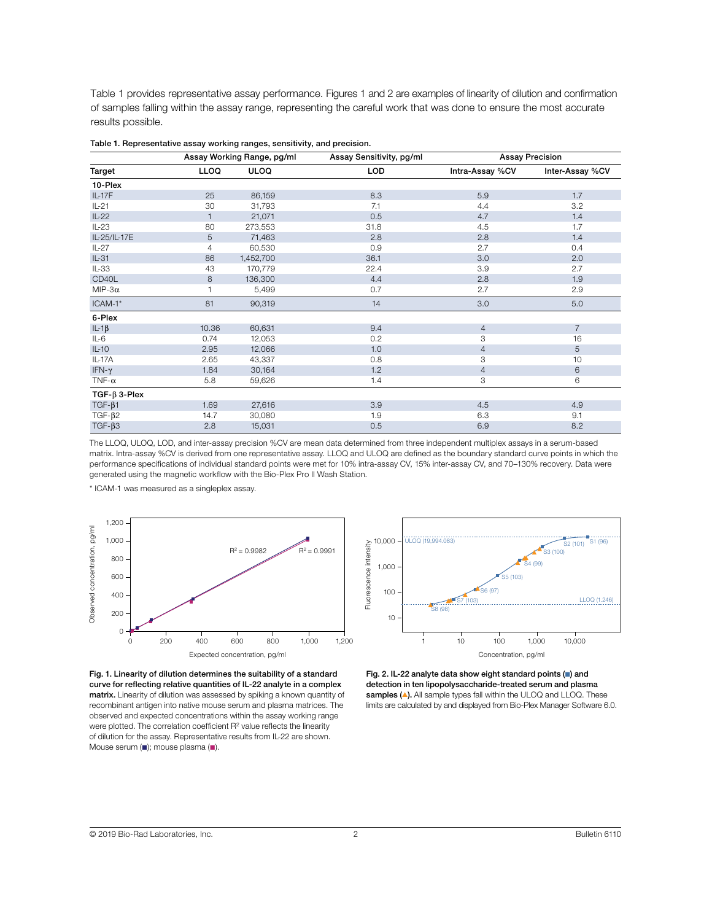Table 1 provides representative assay performance. Figures 1 and 2 are examples of linearity of dilution and confirmation of samples falling within the assay range, representing the careful work that was done to ensure the most accurate results possible.

**Table 1. Representative assay working ranges, sensitivity, and precision.**

| | Assay Working Range, pg/ml | | Assay Sensitivity, pg/ml | Assay Precision | |
|---|---|---|---|---|---|
| **Target** | **LLOQ** | **ULOQ** | **LOD** | **Intra-Assay %CV** | **Inter-Assay %CV** |
| **10-Plex** | | | | | |
| IL-17F | 25 | 86,159 | 8.3 | 5.9 | 1.7 |
| IL-21 | 30 | 31,793 | 7.1 | 4.4 | 3.2 |
| IL-22 | 1 | 21,071 | 0.5 | 4.7 | 1.4 |
| IL-23 | 80 | 273,553 | 31.8 | 4.5 | 1.7 |
| IL-25/IL-17E | 5 | 71,463 | 2.8 | 2.8 | 1.4 |
| IL-27 | 4 | 60,530 | 0.9 | 2.7 | 0.4 |
| IL-31 | 86 | 1,452,700 | 36.1 | 3.0 | 2.0 |
| IL-33 | 43 | 170,779 | 22.4 | 3.9 | 2.7 |
| CD40L | 8 | 136,300 | 4.4 | 2.8 | 1.9 |
| MIP-3α | 1 | 5,499 | 0.7 | 2.7 | 2.9 |
| ICAM-1* | 81 | 90,319 | 14 | 3.0 | 5.0 |
| **6-Plex** | | | | | |
| IL-1β | 10.36 | 60,631 | 9.4 | 4 | 7 |
| IL-6 | 0.74 | 12,053 | 0.2 | 3 | 16 |
| IL-10 | 2.95 | 12,066 | 1.0 | 4 | 5 |
| IL-17A | 2.65 | 43,337 | 0.8 | 3 | 10 |
| IFN-γ | 1.84 | 30,164 | 1.2 | 4 | 6 |
| TNF-α | 5.8 | 59,626 | 1.4 | 3 | 6 |
| **TGF-β 3-Plex** | | | | | |
| TGF-β1 | 1.69 | 27,616 | 3.9 | 4.5 | 4.9 |
| TGF-β2 | 14.7 | 30,080 | 1.9 | 6.3 | 9.1 |
| TGF-β3 | 2.8 | 15,031 | 0.5 | 6.9 | 8.2 |

The LLOQ, ULOQ, LOD, and inter-assay precision %CV are mean data determined from three independent multiplex assays in a serum-based matrix. Intra-assay %CV is derived from one representative assay. LLOQ and ULOQ are defined as the boundary standard curve points in which the performance specifications of individual standard points were met for 10% intra-assay CV, 15% inter-assay CV, and 70–130% recovery. Data were generated using the magnetic workflow with the Bio-Plex Pro II Wash Station.

\* ICAM-1 was measured as a singleplex assay.

**Fig. 1. Linearity of dilution determines the suitability of a standard curve for reflecting relative quantities of IL-22 analyte in a complex matrix.** Linearity of dilution was assessed by spiking a known quantity of recombinant antigen into native mouse serum and plasma matrices. The observed and expected concentrations within the assay working range were plotted. The correlation coefficient $R^2$ value reflects the linearity of dilution for the assay. Representative results from IL-22 are shown. Mouse serum (■); mouse plasma (■).

**Fig. 2. IL-22 analyte data show eight standard points (■) and detection in ten lipopolysaccharide-treated serum and plasma samples (▲).** All sample types fall within the ULOQ and LLOQ. These limits are calculated by and displayed from Bio-Plex Manager Software 6.0.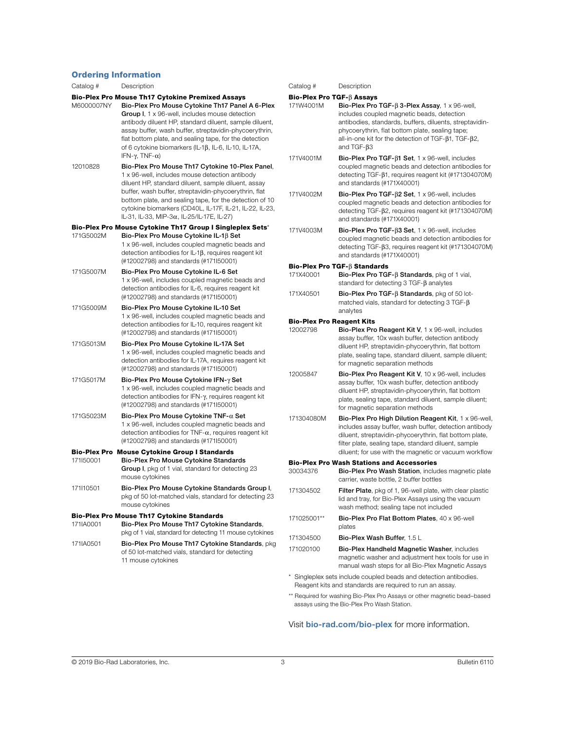## Ordering Information

| Catalog # | Description |
| --- | --- |
| **Bio-Plex Pro Mouse Th17 Cytokine Premixed Assays** | |
| M6000007NY | **Bio-Plex Pro Mouse Cytokine Th17 Panel A 6-Plex Group I**, 1 x 96-well, includes mouse detection antibody diluent HP, standard diluent, sample diluent, assay buffer, wash buffer, streptavidin-phycoerythrin, flat bottom plate, and sealing tape, for the detection of 6 cytokine biomarkers (IL-1β, IL-6, IL-10, IL-17A, IFN-γ, TNF-α) |
| 12010828 | **Bio-Plex Pro Mouse Th17 Cytokine 10-Plex Panel**, 1 x 96-well, includes mouse detection antibody diluent HP, standard diluent, sample diluent, assay buffer, wash buffer, streptavidin-phycoerythrin, flat bottom plate, and sealing tape, for the detection of 10 cytokine biomarkers (CD40L, IL-17F, IL-21, IL-22, IL-23, IL-31, IL-33, MIP-3α, IL-25/IL-17E, IL-27) |
| **Bio-Plex Pro Mouse Cytokine Th17 Group I Singleplex Sets*** | |
| 171G5002M | **Bio-Plex Pro Mouse Cytokine IL-1β Set** 1 x 96-well, includes coupled magnetic beads and detection antibodies for IL-1β, requires reagent kit (#12002798) and standards (#171I50001) |
| 171G5007M | **Bio-Plex Pro Mouse Cytokine IL-6 Set** 1 x 96-well, includes coupled magnetic beads and detection antibodies for IL-6, requires reagent kit (#12002798) and standards (#171I50001) |
| 171G5009M | **Bio-Plex Pro Mouse Cytokine IL-10 Set** 1 x 96-well, includes coupled magnetic beads and detection antibodies for IL-10, requires reagent kit (#12002798) and standards (#171I50001) |
| 171G5013M | **Bio-Plex Pro Mouse Cytokine IL-17A Set** 1 x 96-well, includes coupled magnetic beads and detection antibodies for IL-17A, requires reagent kit (#12002798) and standards (#171I50001) |
| 171G5017M | **Bio-Plex Pro Mouse Cytokine IFN-γ Set** 1 x 96-well, includes coupled magnetic beads and detection antibodies for IFN-γ, requires reagent kit (#12002798) and standards (#171I50001) |
| 171G5023M | **Bio-Plex Pro Mouse Cytokine TNF-α Set** 1 x 96-well, includes coupled magnetic beads and detection antibodies for TNF-α, requires reagent kit (#12002798) and standards (#171I50001) |
| **Bio-Plex Pro Mouse Cytokine Group I Standards** | |
| 171I50001 | **Bio-Plex Pro Mouse Cytokine Standards Group I**, pkg of 1 vial, standard for detecting 23 mouse cytokines |
| 171I10501 | **Bio-Plex Pro Mouse Cytokine Standards Group I**, pkg of 50 lot-matched vials, standard for detecting 23 mouse cytokines |
| **Bio-Plex Pro Mouse Th17 Cytokine Standards** | |
| 171IA0001 | **Bio-Plex Pro Mouse Th17 Cytokine Standards**, pkg of 1 vial, standard for detecting 11 mouse cytokines |
| 171IA0501 | **Bio-Plex Pro Mouse Th17 Cytokine Standards**, pkg of 50 lot-matched vials, standard for detecting 11 mouse cytokines |
| **Bio-Plex Pro TGF-β Assays** | |
| 171W4001M | **Bio-Plex Pro TGF-β 3-Plex Assay**, 1 x 96-well, includes coupled magnetic beads, detection antibodies, standards, buffers, diluents, streptavidin-phycoerythrin, flat bottom plate, sealing tape; all-in-one kit for the detection of TGF-β1, TGF-β2, and TGF-β3 |
| 171V4001M | **Bio-Plex Pro TGF-β1 Set**, 1 x 96-well, includes coupled magnetic beads and detection antibodies for detecting TGF-β1, requires reagent kit (#171304070M) and standards (#171X40001) |
| 171V4002M | **Bio-Plex Pro TGF-β2 Set**, 1 x 96-well, includes coupled magnetic beads and detection antibodies for detecting TGF-β2, requires reagent kit (#171304070M) and standards (#171X40001) |
| 171V4003M | **Bio-Plex Pro TGF-β3 Set**, 1 x 96-well, includes coupled magnetic beads and detection antibodies for detecting TGF-β3, requires reagent kit (#171304070M) and standards (#171X40001) |
| **Bio-Plex Pro TGF-β Standards** | |
| 171X40001 | **Bio-Plex Pro TGF-β Standards**, pkg of 1 vial, standard for detecting 3 TGF-β analytes |
| 171X40501 | **Bio-Plex Pro TGF-β Standards**, pkg of 50 lot-matched vials, standard for detecting 3 TGF-β analytes |
| **Bio-Plex Pro Reagent Kits** | |
| 12002798 | **Bio-Plex Pro Reagent Kit V**, 1 x 96-well, includes assay buffer, 10x wash buffer, detection antibody diluent HP, streptavidin-phycoerythrin, flat bottom plate, sealing tape, standard diluent, sample diluent; for magnetic separation methods |
| 12005847 | **Bio-Plex Pro Reagent Kit V**, 10 x 96-well, includes assay buffer, 10x wash buffer, detection antibody diluent HP, streptavidin-phycoerythrin, flat bottom plate, sealing tape, standard diluent, sample diluent; for magnetic separation methods |
| 171304080M | **Bio-Plex Pro High Dilution Reagent Kit**, 1 x 96-well, includes assay buffer, wash buffer, detection antibody diluent, streptavidin-phycoerythrin, flat bottom plate, filter plate, sealing tape, standard diluent, sample diluent; for use with the magnetic or vacuum workflow |
| **Bio-Plex Pro Wash Stations and Accessories** | |
| 30034376 | **Bio-Plex Pro Wash Station**, includes magnetic plate carrier, waste bottle, 2 buffer bottles |
| 171304502 | **Filter Plate**, pkg of 1, 96-well plate, with clear plastic lid and tray, for Bio-Plex Assays using the vacuum wash method; sealing tape not included |
| 171025001** | **Bio-Plex Pro Flat Bottom Plates**, 40 x 96-well plates |
| 171304500 | **Bio-Plex Wash Buffer**, 1.5 L |
| 171020100 | **Bio-Plex Handheld Magnetic Washer**, includes magnetic washer and adjustment hex tools for use in manual wash steps for all Bio-Plex Magnetic Assays |

* Singleplex sets include coupled beads and detection antibodies. Reagent kits and standards are required to run an assay.

** Required for washing Bio-Plex Pro Assays or other magnetic bead–based assays using the Bio-Plex Pro Wash Station.

Visit **bio-rad.com/bio-plex** for more information.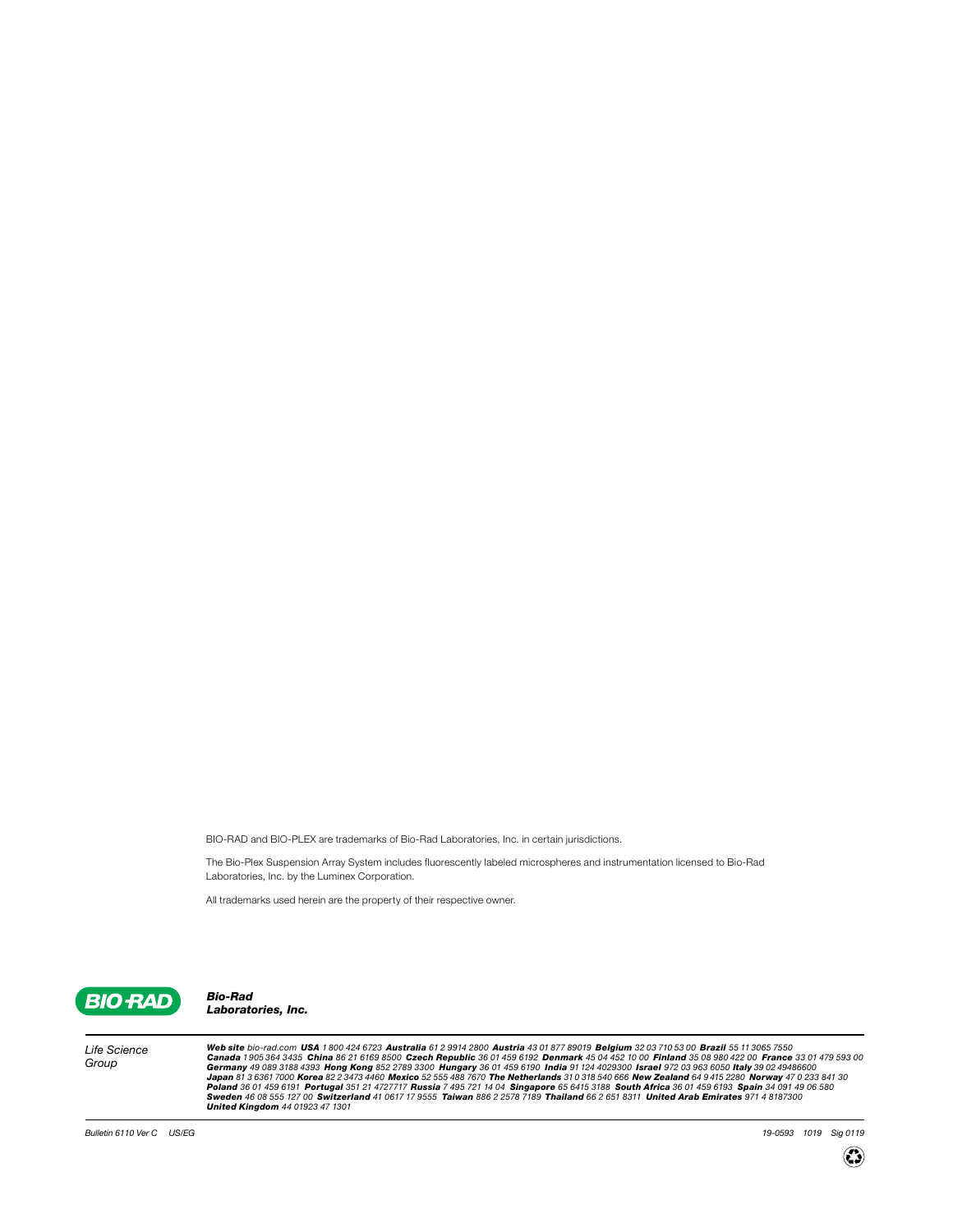BIO-RAD and BIO-PLEX are trademarks of Bio-Rad Laboratories, Inc. in certain jurisdictions.

The Bio-Plex Suspension Array System includes fluorescently labeled microspheres and instrumentation licensed to Bio-Rad Laboratories, Inc. by the Luminex Corporation.

All trademarks used herein are the property of their respective owner.

BIO-RAD

***Bio-Rad Laboratories, Inc.***

*Life Science Group*

***Web site*** *bio-rad.com* ***USA*** *1 800 424 6723* ***Australia*** *61 2 9914 2800* ***Austria*** *43 01 877 89019* ***Belgium*** *32 03 710 53 00* ***Brazil*** *55 11 3065 7550* ***Canada*** *1 905 364 3435* ***China*** *86 21 6169 8500* ***Czech Republic*** *36 01 459 6192* ***Denmark*** *45 04 452 10 00* ***Finland*** *35 08 980 422 00* ***France*** *33 01 479 593 00* ***Germany*** *49 089 3188 4393* ***Hong Kong*** *852 2789 3300* ***Hungary*** *36 01 459 6190* ***India*** *91 124 4029300* ***Israel*** *972 03 963 6050* ***Italy*** *39 02 49486600* ***Japan*** *81 3 6361 7000* ***Korea*** *82 2 3473 4460* ***Mexico*** *52 555 488 7670* ***The Netherlands*** *31 0 318 540 666* ***New Zealand*** *64 9 415 2280* ***Norway*** *47 0 233 841 30* ***Poland*** *36 01 459 6191* ***Portugal*** *351 21 4727717* ***Russia*** *7 495 721 14 04* ***Singapore*** *65 6415 3188* ***South Africa*** *36 01 459 6193* ***Spain*** *34 091 49 06 580* ***Sweden*** *46 08 555 127 00* ***Switzerland*** *41 0617 17 9555* ***Taiwan*** *886 2 2578 7189* ***Thailand*** *66 2 651 8311* ***United Arab Emirates*** *971 4 8187300* ***United Kingdom*** *44 01923 47 1301*

*Bulletin 6110 Ver C US/EG* *19-0593 1019 Sig 0119*